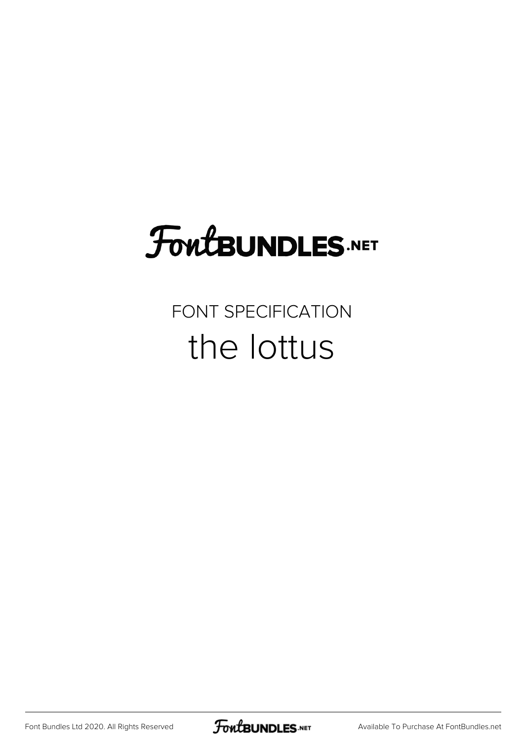FontBUNDLES.NET

FONT SPECIFICATION

# the lottus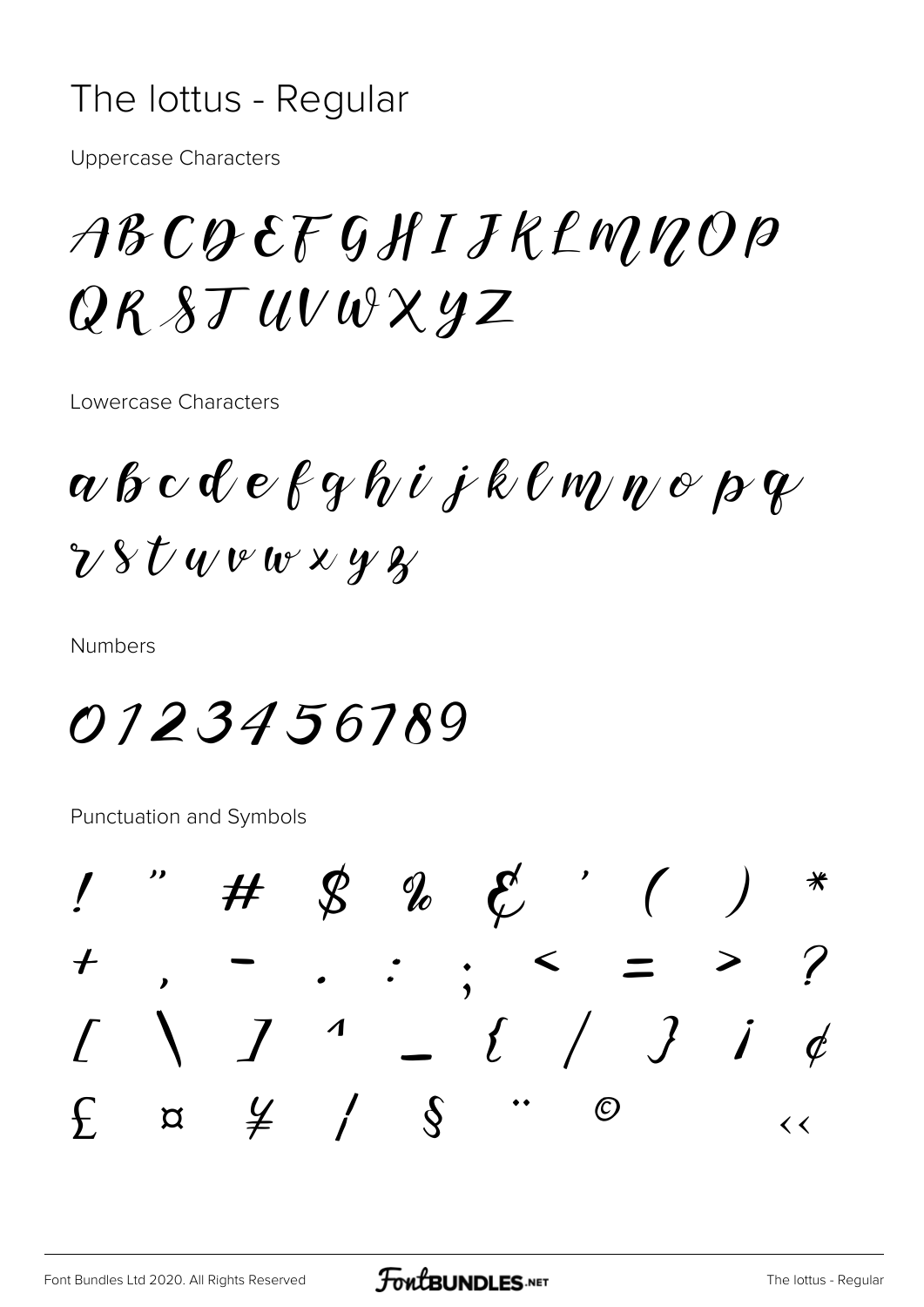# The lottus - Regular

Uppercase Characters

ABCDEFGHIJKLMNOP
QRSTUVWXYZ

Lowercase Characters

a b c d e f g h i j k l m n o p q
r s t u v w x y z

Numbers

0123456789

Punctuation and Symbols

! " # $ % & ' ( ) *
+ , - . : ; < = > ?
[ \ ] ^ _ { / } ¡ ¢
£ ¤ ¥ ¦ § ¨ © «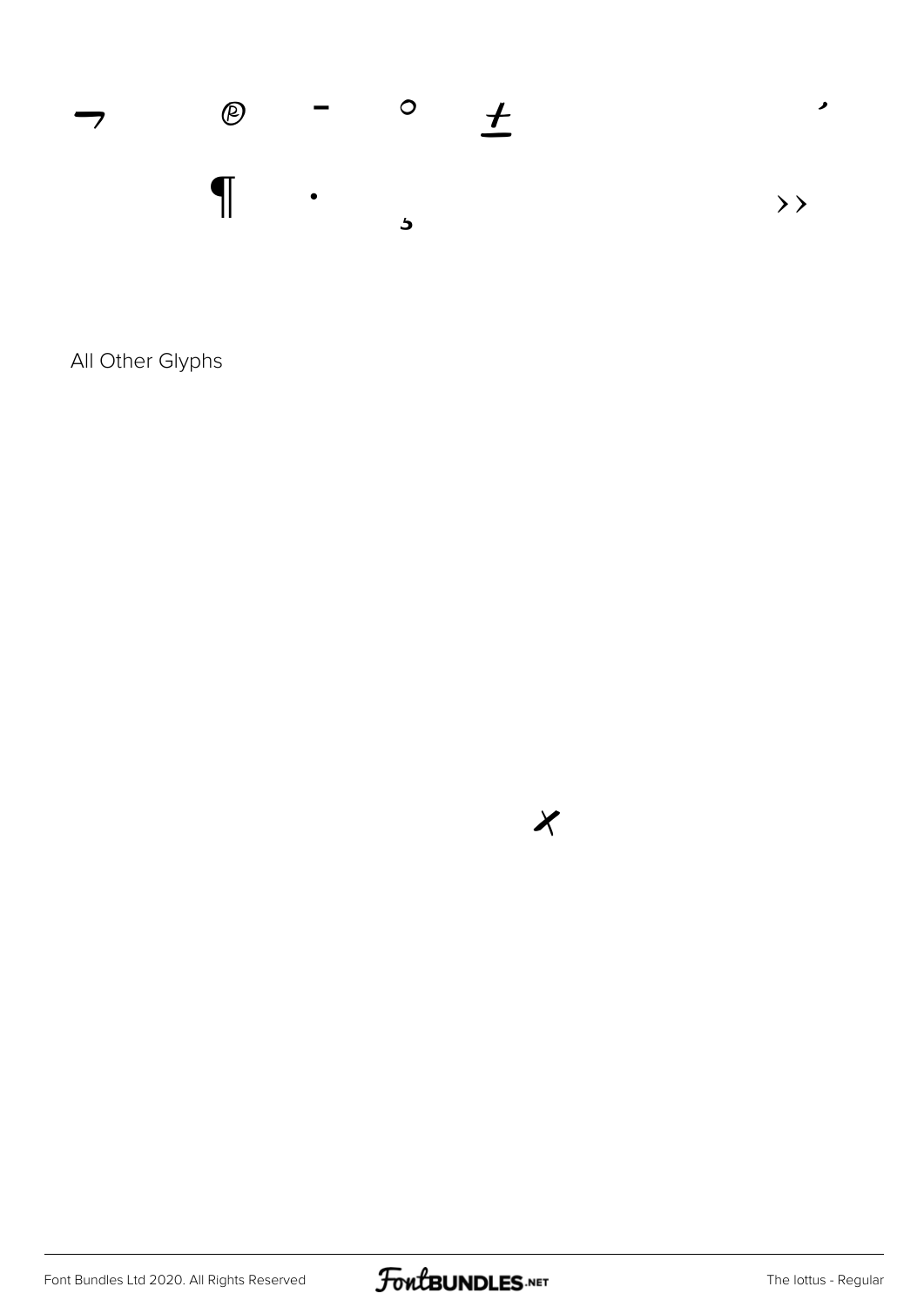¬ ℗ - ° ±                ʼ

¶ · ̦                    ››

All Other Glyphs

×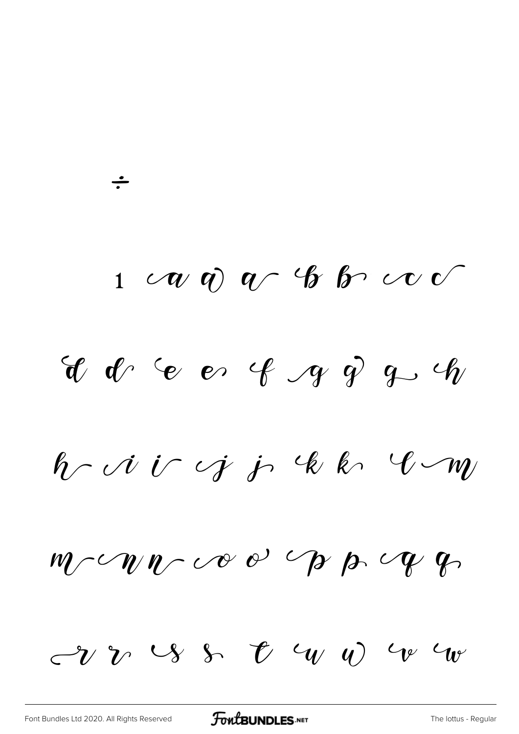÷

1 a a a b b c c

d d e e f g g g h

h i i j j k k l m

m n n o o p p q q

r r s s t u u v w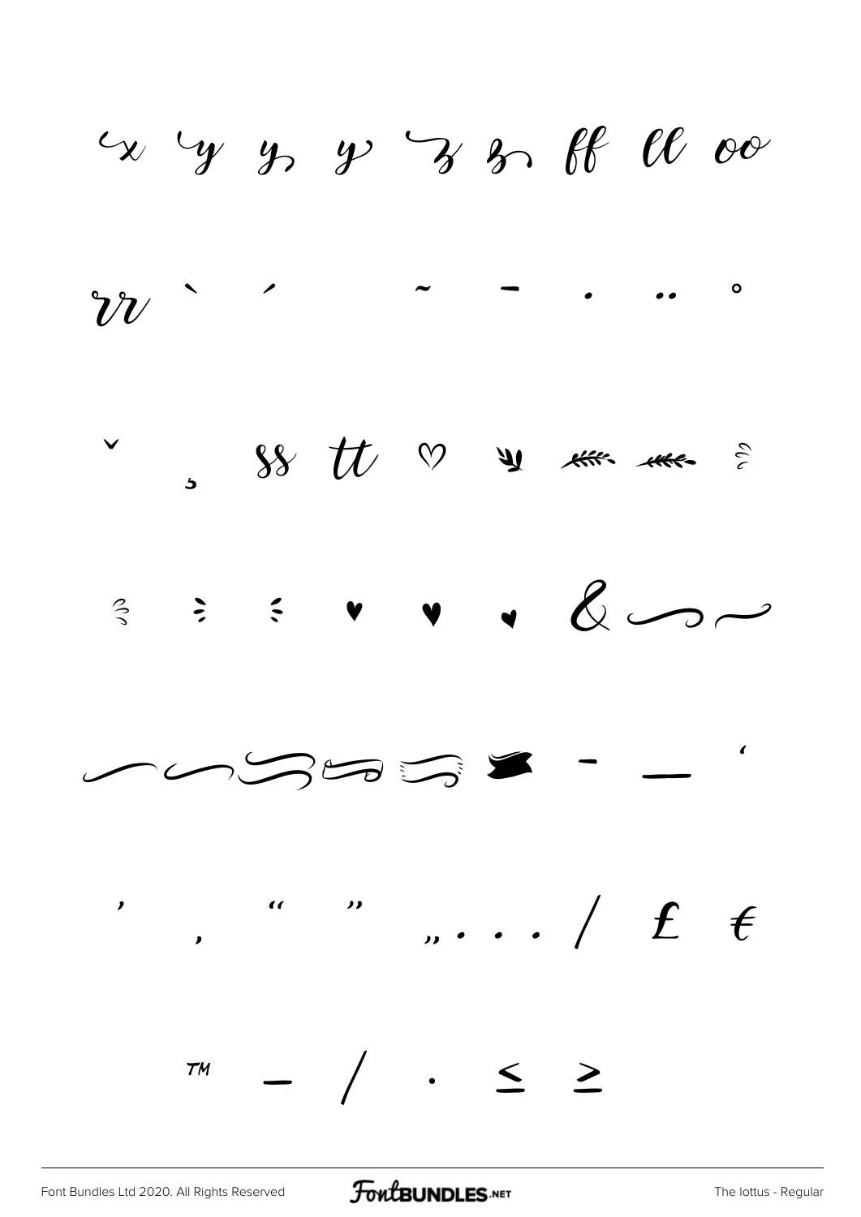x y y y z z ff ll oo

rr ` ´ ˜ ¯ ˙ ¨ ˚

ˇ ¸ ss tt ♡

♥ ♥ ♥ &

‐ — '

' ‚ " " „ … / £ €

™ – ⁄ · ≤ ≥